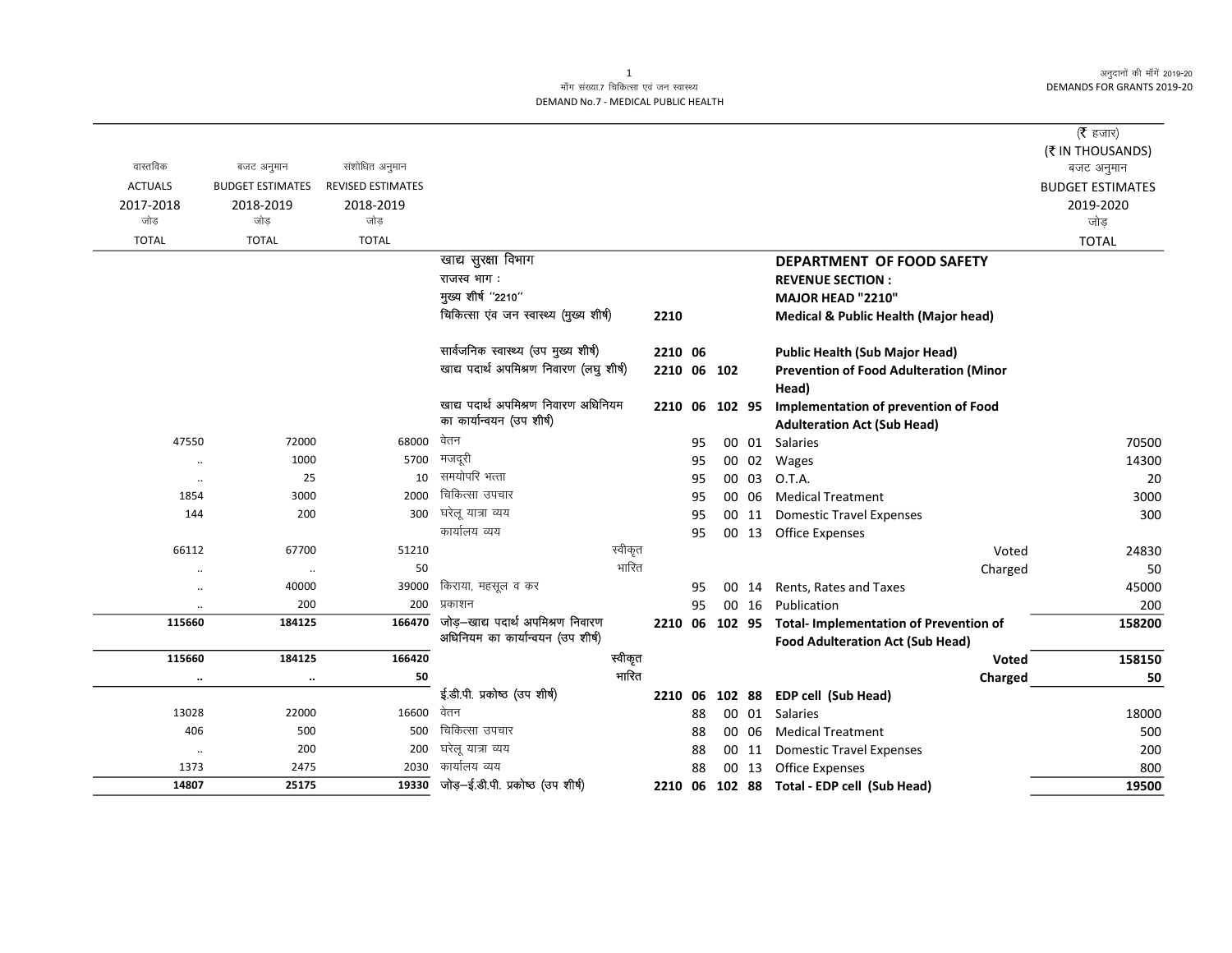मॉंग संख्या.7 चिकित्सा एवं जन स्वास्थ्य

DEMAND No.7 - MEDICAL PUBLIC HEALTH

अनुदानों की मॉंगें 2019-20

DEMANDS FOR GRANTS 2019-20

(₹ हजार)
(₹ IN THOUSANDS)

| वास्तविक ACTUALS 2017-2018 जोड़ TOTAL | बजट अनुमान BUDGET ESTIMATES 2018-2019 जोड़ TOTAL | संशोधित अनुमान REVISED ESTIMATES 2018-2019 जोड़ TOTAL | | | | | | | बजट अनुमान BUDGET ESTIMATES 2019-2020 जोड़ TOTAL |
|---|---|---|---|---|---|---|---|---|---|
| | | | खाद्य सुरक्षा विभाग | | | | | **DEPARTMENT OF FOOD SAFETY** | |
| | | | राजस्व भाग : | | | | | **REVENUE SECTION :** | |
| | | | मुख्य शीर्ष ''2210'' | | | | | **MAJOR HEAD "2210"** | |
| | | | चिकित्सा एंव जन स्वास्थ्य (मुख्य शीर्ष) | 2210 | | | | **Medical & Public Health (Major head)** | |
| | | | सार्वजनिक स्वास्थ्य (उप मुख्य शीर्ष) | 2210 | 06 | | | **Public Health (Sub Major Head)** | |
| | | | खाद्य पदार्थ अपमिश्रण निवारण (लघु शीर्ष) | 2210 | 06 | 102 | | **Prevention of Food Adulteration (Minor Head)** | |
| | | | खाद्य पदार्थ अपमिश्रण निवारण अधिनियम का कार्यान्वयन (उप शीर्ष) | 2210 | 06 | 102 | 95 | **Implementation of prevention of Food Adulteration Act (Sub Head)** | |
| 47550 | 72000 | 68000 | वेतन | | 95 | 00 | 01 | Salaries | 70500 |
| .. | 1000 | 5700 | मजदूरी | | 95 | 00 | 02 | Wages | 14300 |
| .. | 25 | 10 | समयोपरि भत्ता | | 95 | 00 | 03 | O.T.A. | 20 |
| 1854 | 3000 | 2000 | चिकित्सा उपचार | | 95 | 00 | 06 | Medical Treatment | 3000 |
| 144 | 200 | 300 | घरेलू यात्रा व्यय | | 95 | 00 | 11 | Domestic Travel Expenses | 300 |
| | | | कार्यालय व्यय | | 95 | 00 | 13 | Office Expenses | |
| 66112 | 67700 | 51210 | स्वीकृत | | | | | Voted | 24830 |
| .. | .. | 50 | भारित | | | | | Charged | 50 |
| .. | 40000 | 39000 | किराया, महसूल व कर | | 95 | 00 | 14 | Rents, Rates and Taxes | 45000 |
| .. | 200 | 200 | प्रकाशन | | 95 | 00 | 16 | Publication | 200 |
| **115660** | **184125** | **166470** | जोड़–खाद्य पदार्थ अपमिश्रण निवारण अधिनियम का कार्यान्वयन (उप शीर्ष) | 2210 | 06 | 102 | 95 | **Total- Implementation of Prevention of Food Adulteration Act (Sub Head)** | **158200** |
| **115660** | **184125** | **166420** | स्वीकृत | | | | | **Voted** | **158150** |
| **..** | **..** | **50** | भारित | | | | | **Charged** | **50** |
| | | | ई.डी.पी. प्रकोष्ठ (उप शीर्ष) | 2210 | 06 | 102 | 88 | **EDP cell (Sub Head)** | |
| 13028 | 22000 | 16600 | वेतन | | 88 | 00 | 01 | Salaries | 18000 |
| 406 | 500 | 500 | चिकित्सा उपचार | | 88 | 00 | 06 | Medical Treatment | 500 |
| .. | 200 | 200 | घरेलू यात्रा व्यय | | 88 | 00 | 11 | Domestic Travel Expenses | 200 |
| 1373 | 2475 | 2030 | कार्यालय व्यय | | 88 | 00 | 13 | Office Expenses | 800 |
| **14807** | **25175** | **19330** | जोड़–ई.डी.पी. प्रकोष्ठ (उप शीर्ष) | 2210 | 06 | 102 | 88 | **Total - EDP cell (Sub Head)** | **19500** |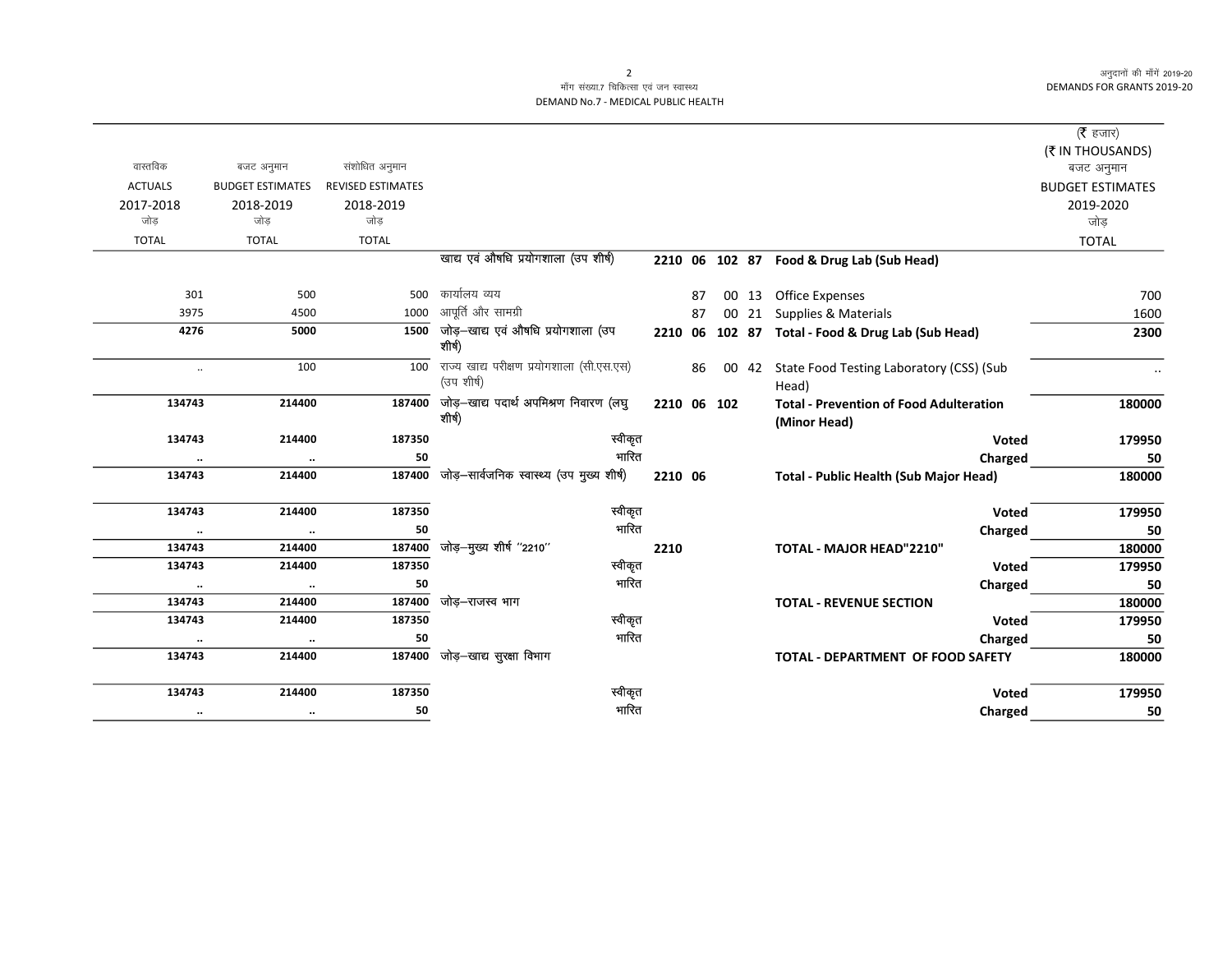| वास्तविक ACTUALS 2017-2018 जोड़ TOTAL | बजट अनुमान BUDGET ESTIMATES 2018-2019 जोड़ TOTAL | संशोधित अनुमान REVISED ESTIMATES 2018-2019 जोड़ TOTAL | | | | | | | (₹ हजार) (₹ IN THOUSANDS) बजट अनुमान BUDGET ESTIMATES 2019-2020 जोड़ TOTAL |
|---|---|---|---|---|---|---|---|---|---|
| | | | खाद्य एवं औषधि प्रयोगशाला (उप शीर्ष) | 2210 | 06 | 102 | 87 | **Food & Drug Lab (Sub Head)** | |
| 301 | 500 | 500 | कार्यालय व्यय | | 87 | 00 | 13 | Office Expenses | 700 |
| 3975 | 4500 | 1000 | आपूर्ति और सामग्री | | 87 | 00 | 21 | Supplies & Materials | 1600 |
| **4276** | **5000** | **1500** | जोड़–खाद्य एवं औषधि प्रयोगशाला (उप शीर्ष) | 2210 | 06 | 102 | 87 | **Total - Food & Drug Lab (Sub Head)** | **2300** |
| .. | 100 | 100 | राज्य खाद्य परीक्षण प्रयोगशाला (सी.एस.एस) (उप शीर्ष) | | 86 | 00 | 42 | State Food Testing Laboratory (CSS) (Sub Head) | .. |
| **134743** | **214400** | **187400** | जोड़–खाद्य पदार्थ अपमिश्रण निवारण (लघु शीर्ष) | 2210 | 06 | 102 | | **Total - Prevention of Food Adulteration (Minor Head)** | **180000** |
| **134743** | **214400** | **187350** | स्वीकृत | | | | | **Voted** | **179950** |
| .. | .. | **50** | भारित | | | | | **Charged** | **50** |
| **134743** | **214400** | **187400** | जोड़–सार्वजनिक स्वास्थ्य (उप मुख्य शीर्ष) | 2210 | 06 | | | **Total - Public Health (Sub Major Head)** | **180000** |
| **134743** | **214400** | **187350** | स्वीकृत | | | | | **Voted** | **179950** |
| .. | .. | **50** | भारित | | | | | **Charged** | **50** |
| **134743** | **214400** | **187400** | जोड़–मुख्य शीर्ष "2210" | 2210 | | | | **TOTAL - MAJOR HEAD"2210"** | **180000** |
| **134743** | **214400** | **187350** | स्वीकृत | | | | | **Voted** | **179950** |
| .. | .. | **50** | भारित | | | | | **Charged** | **50** |
| **134743** | **214400** | **187400** | जोड़–राजस्व भाग | | | | | **TOTAL - REVENUE SECTION** | **180000** |
| **134743** | **214400** | **187350** | स्वीकृत | | | | | **Voted** | **179950** |
| .. | .. | **50** | भारित | | | | | **Charged** | **50** |
| **134743** | **214400** | **187400** | जोड़–खाद्य सुरक्षा विभाग | | | | | **TOTAL - DEPARTMENT OF FOOD SAFETY** | **180000** |
| **134743** | **214400** | **187350** | स्वीकृत | | | | | **Voted** | **179950** |
| .. | .. | **50** | भारित | | | | | **Charged** | **50** |